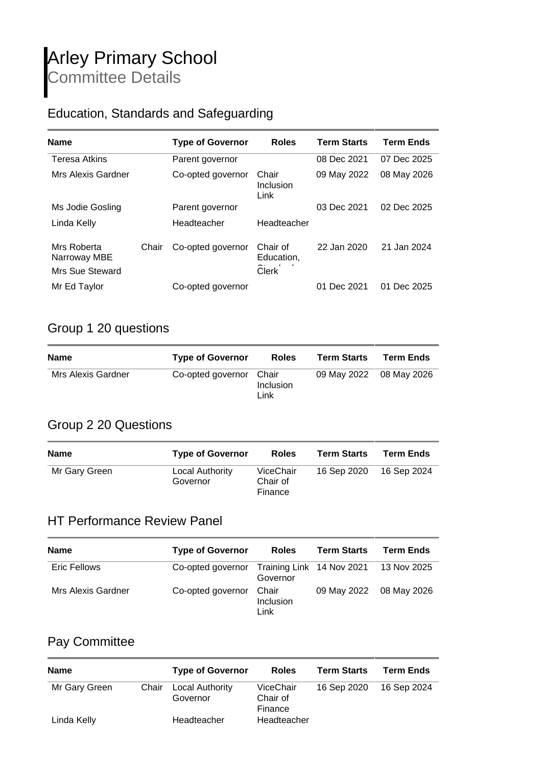# Arley Primary School
## Committee Details

### Education, Standards and Safeguarding

| Name | | Type of Governor | Roles | Term Starts | Term Ends |
|---|---|---|---|---|---|
| Teresa Atkins | | Parent governor | | 08 Dec 2021 | 07 Dec 2025 |
| Mrs Alexis Gardner | | Co-opted governor | Chair Inclusion Link | 09 May 2022 | 08 May 2026 |
| Ms Jodie Gosling | | Parent governor | | 03 Dec 2021 | 02 Dec 2025 |
| Linda Kelly | | Headteacher | Headteacher | | |
| Mrs Roberta Narroway MBE | Chair | Co-opted governor | Chair of Education, | 22 Jan 2020 | 21 Jan 2024 |
| Mrs Sue Steward | | | Clerk | | |
| Mr Ed Taylor | | Co-opted governor | | 01 Dec 2021 | 01 Dec 2025 |

### Group 1 20 questions

| Name | Type of Governor | Roles | Term Starts | Term Ends |
|---|---|---|---|---|
| Mrs Alexis Gardner | Co-opted governor | Chair Inclusion Link | 09 May 2022 | 08 May 2026 |

### Group 2 20 Questions

| Name | Type of Governor | Roles | Term Starts | Term Ends |
|---|---|---|---|---|
| Mr Gary Green | Local Authority Governor | ViceChair Chair of Finance | 16 Sep 2020 | 16 Sep 2024 |

### HT Performance Review Panel

| Name | Type of Governor | Roles | Term Starts | Term Ends |
|---|---|---|---|---|
| Eric Fellows | Co-opted governor | Training Link Governor | 14 Nov 2021 | 13 Nov 2025 |
| Mrs Alexis Gardner | Co-opted governor | Chair Inclusion Link | 09 May 2022 | 08 May 2026 |

### Pay Committee

| Name | | Type of Governor | Roles | Term Starts | Term Ends |
|---|---|---|---|---|---|
| Mr Gary Green | Chair | Local Authority Governor | ViceChair Chair of Finance | 16 Sep 2020 | 16 Sep 2024 |
| Linda Kelly | | Headteacher | Headteacher | | |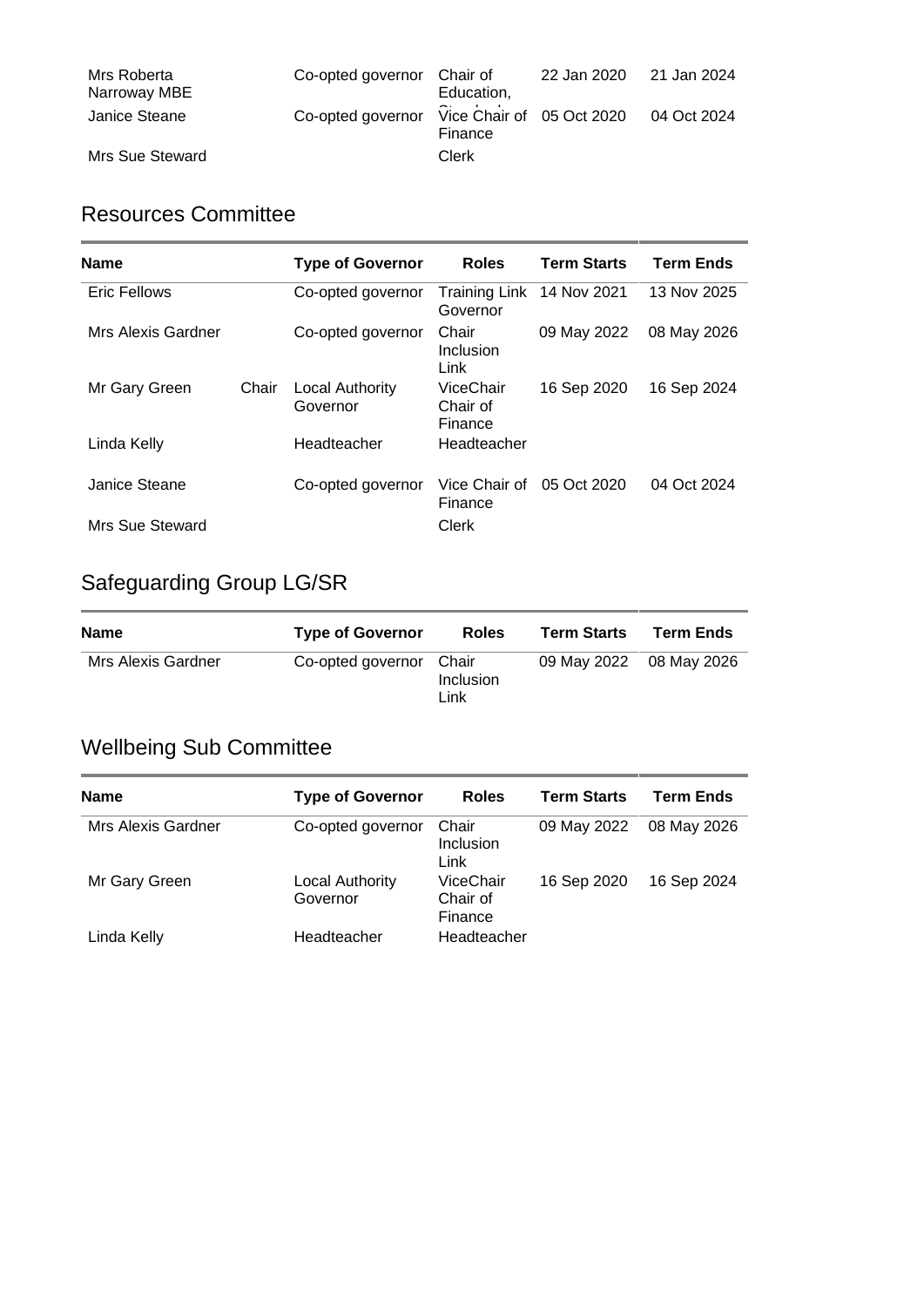| | | | | |
|---|---|---|---|---|
| Mrs Roberta Narroway MBE | Co-opted governor | Chair of Education, | 22 Jan 2020 | 21 Jan 2024 |
| Janice Steane | Co-opted governor | Vice Chair of Finance | 05 Oct 2020 | 04 Oct 2024 |
| Mrs Sue Steward | | Clerk | | |

## Resources Committee

| Name | | Type of Governor | Roles | Term Starts | Term Ends |
|---|---|---|---|---|---|
| Eric Fellows | | Co-opted governor | Training Link Governor | 14 Nov 2021 | 13 Nov 2025 |
| Mrs Alexis Gardner | | Co-opted governor | Chair Inclusion Link | 09 May 2022 | 08 May 2026 |
| Mr Gary Green | Chair | Local Authority Governor | ViceChair Chair of Finance | 16 Sep 2020 | 16 Sep 2024 |
| Linda Kelly | | Headteacher | Headteacher | | |
| Janice Steane | | Co-opted governor | Vice Chair of Finance | 05 Oct 2020 | 04 Oct 2024 |
| Mrs Sue Steward | | | Clerk | | |

## Safeguarding Group LG/SR

| Name | Type of Governor | Roles | Term Starts | Term Ends |
|---|---|---|---|---|
| Mrs Alexis Gardner | Co-opted governor | Chair Inclusion Link | 09 May 2022 | 08 May 2026 |

## Wellbeing Sub Committee

| Name | Type of Governor | Roles | Term Starts | Term Ends |
|---|---|---|---|---|
| Mrs Alexis Gardner | Co-opted governor | Chair Inclusion Link | 09 May 2022 | 08 May 2026 |
| Mr Gary Green | Local Authority Governor | ViceChair Chair of Finance | 16 Sep 2020 | 16 Sep 2024 |
| Linda Kelly | Headteacher | Headteacher | | |